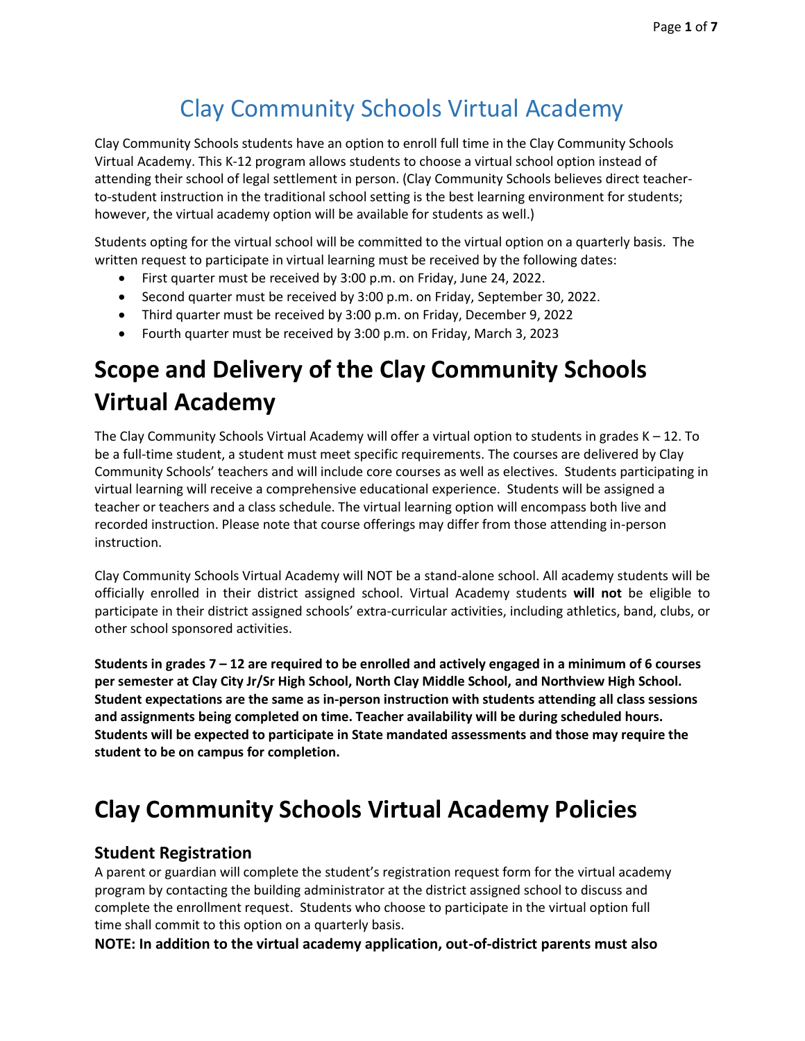# Clay Community Schools Virtual Academy

Clay Community Schools students have an option to enroll full time in the Clay Community Schools Virtual Academy. This K-12 program allows students to choose a virtual school option instead of attending their school of legal settlement in person. (Clay Community Schools believes direct teacher-to-student instruction in the traditional school setting is the best learning environment for students; however, the virtual academy option will be available for students as well.)

Students opting for the virtual school will be committed to the virtual option on a quarterly basis. The written request to participate in virtual learning must be received by the following dates:

- First quarter must be received by 3:00 p.m. on Friday, June 24, 2022.
- Second quarter must be received by 3:00 p.m. on Friday, September 30, 2022.
- Third quarter must be received by 3:00 p.m. on Friday, December 9, 2022
- Fourth quarter must be received by 3:00 p.m. on Friday, March 3, 2023

# Scope and Delivery of the Clay Community Schools Virtual Academy

The Clay Community Schools Virtual Academy will offer a virtual option to students in grades K – 12. To be a full-time student, a student must meet specific requirements. The courses are delivered by Clay Community Schools' teachers and will include core courses as well as electives. Students participating in virtual learning will receive a comprehensive educational experience. Students will be assigned a teacher or teachers and a class schedule. The virtual learning option will encompass both live and recorded instruction. Please note that course offerings may differ from those attending in-person instruction.

Clay Community Schools Virtual Academy will NOT be a stand-alone school. All academy students will be officially enrolled in their district assigned school. Virtual Academy students **will not** be eligible to participate in their district assigned schools' extra-curricular activities, including athletics, band, clubs, or other school sponsored activities.

**Students in grades 7 – 12 are required to be enrolled and actively engaged in a minimum of 6 courses per semester at Clay City Jr/Sr High School, North Clay Middle School, and Northview High School. Student expectations are the same as in-person instruction with students attending all class sessions and assignments being completed on time. Teacher availability will be during scheduled hours. Students will be expected to participate in State mandated assessments and those may require the student to be on campus for completion.**

# Clay Community Schools Virtual Academy Policies

## Student Registration

A parent or guardian will complete the student's registration request form for the virtual academy program by contacting the building administrator at the district assigned school to discuss and complete the enrollment request. Students who choose to participate in the virtual option full time shall commit to this option on a quarterly basis.

**NOTE: In addition to the virtual academy application, out-of-district parents must also**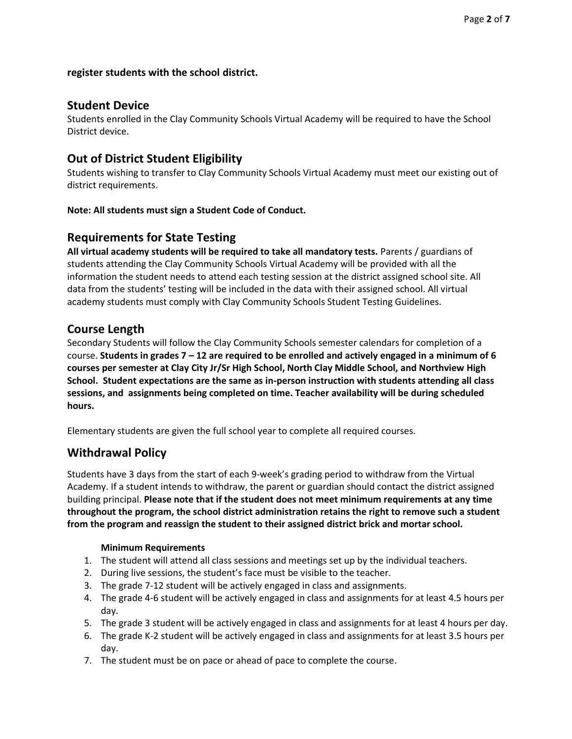**register students with the school district.**

## Student Device

Students enrolled in the Clay Community Schools Virtual Academy will be required to have the School District device.

## Out of District Student Eligibility

Students wishing to transfer to Clay Community Schools Virtual Academy must meet our existing out of district requirements.

**Note: All students must sign a Student Code of Conduct.**

## Requirements for State Testing

**All virtual academy students will be required to take all mandatory tests.** Parents / guardians of students attending the Clay Community Schools Virtual Academy will be provided with all the information the student needs to attend each testing session at the district assigned school site. All data from the students' testing will be included in the data with their assigned school. All virtual academy students must comply with Clay Community Schools Student Testing Guidelines.

## Course Length

Secondary Students will follow the Clay Community Schools semester calendars for completion of a course. **Students in grades 7 – 12 are required to be enrolled and actively engaged in a minimum of 6 courses per semester at Clay City Jr/Sr High School, North Clay Middle School, and Northview High School. Student expectations are the same as in-person instruction with students attending all class sessions, and assignments being completed on time. Teacher availability will be during scheduled hours.**

Elementary students are given the full school year to complete all required courses.

## Withdrawal Policy

Students have 3 days from the start of each 9-week's grading period to withdraw from the Virtual Academy. If a student intends to withdraw, the parent or guardian should contact the district assigned building principal. **Please note that if the student does not meet minimum requirements at any time throughout the program, the school district administration retains the right to remove such a student from the program and reassign the student to their assigned district brick and mortar school.**

**Minimum Requirements**

1. The student will attend all class sessions and meetings set up by the individual teachers.
2. During live sessions, the student's face must be visible to the teacher.
3. The grade 7-12 student will be actively engaged in class and assignments.
4. The grade 4-6 student will be actively engaged in class and assignments for at least 4.5 hours per day.
5. The grade 3 student will be actively engaged in class and assignments for at least 4 hours per day.
6. The grade K-2 student will be actively engaged in class and assignments for at least 3.5 hours per day.
7. The student must be on pace or ahead of pace to complete the course.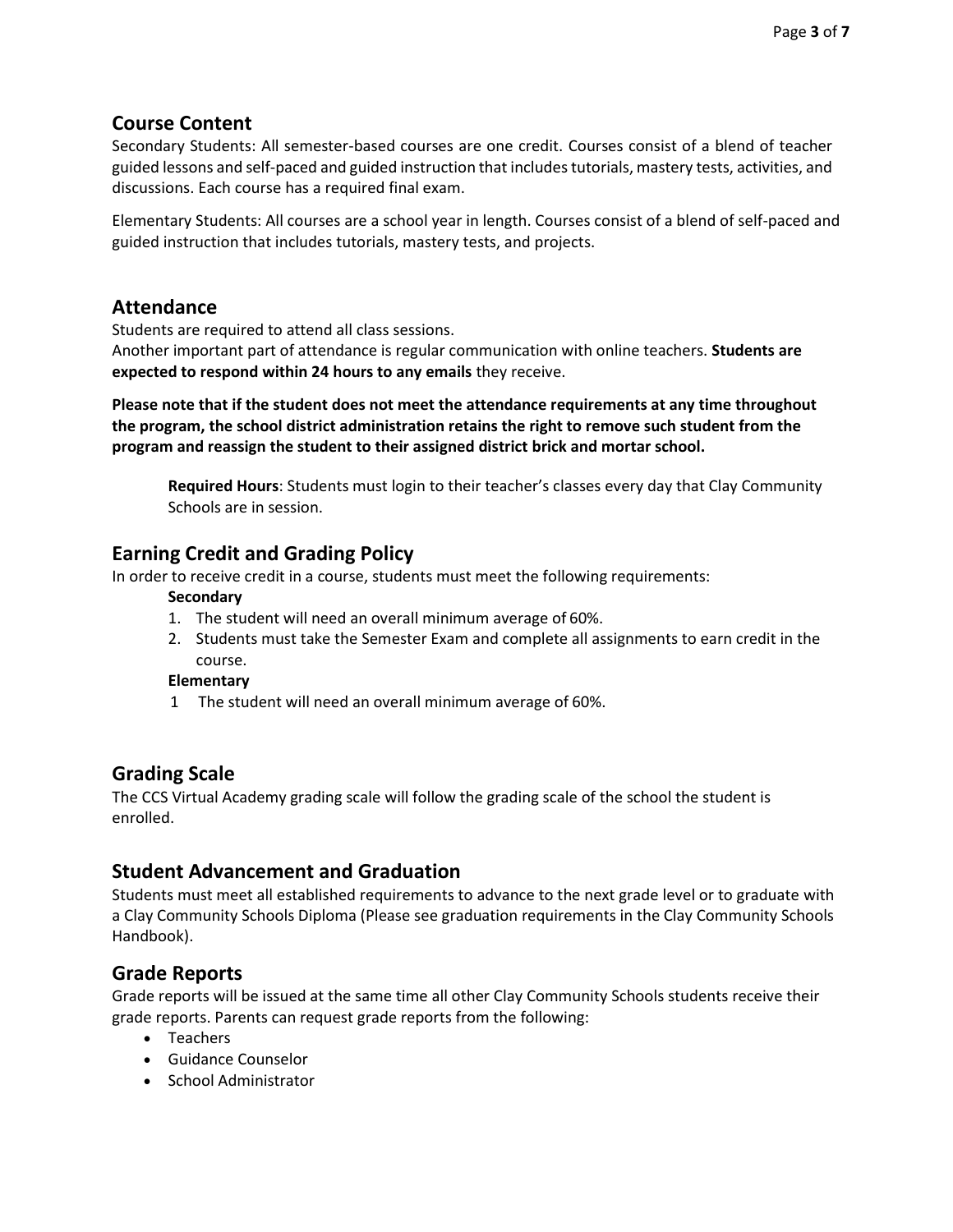## Course Content

Secondary Students: All semester-based courses are one credit. Courses consist of a blend of teacher guided lessons and self-paced and guided instruction that includes tutorials, mastery tests, activities, and discussions. Each course has a required final exam.

Elementary Students: All courses are a school year in length. Courses consist of a blend of self-paced and guided instruction that includes tutorials, mastery tests, and projects.

## Attendance

Students are required to attend all class sessions.
Another important part of attendance is regular communication with online teachers. **Students are expected to respond within 24 hours to any emails** they receive.

**Please note that if the student does not meet the attendance requirements at any time throughout the program, the school district administration retains the right to remove such student from the program and reassign the student to their assigned district brick and mortar school.**

> **Required Hours**: Students must login to their teacher's classes every day that Clay Community Schools are in session.

## Earning Credit and Grading Policy

In order to receive credit in a course, students must meet the following requirements:

**Secondary**

1. The student will need an overall minimum average of 60%.
2. Students must take the Semester Exam and complete all assignments to earn credit in the course.

**Elementary**

1. The student will need an overall minimum average of 60%.

## Grading Scale

The CCS Virtual Academy grading scale will follow the grading scale of the school the student is enrolled.

## Student Advancement and Graduation

Students must meet all established requirements to advance to the next grade level or to graduate with a Clay Community Schools Diploma (Please see graduation requirements in the Clay Community Schools Handbook).

## Grade Reports

Grade reports will be issued at the same time all other Clay Community Schools students receive their grade reports. Parents can request grade reports from the following:

- Teachers
- Guidance Counselor
- School Administrator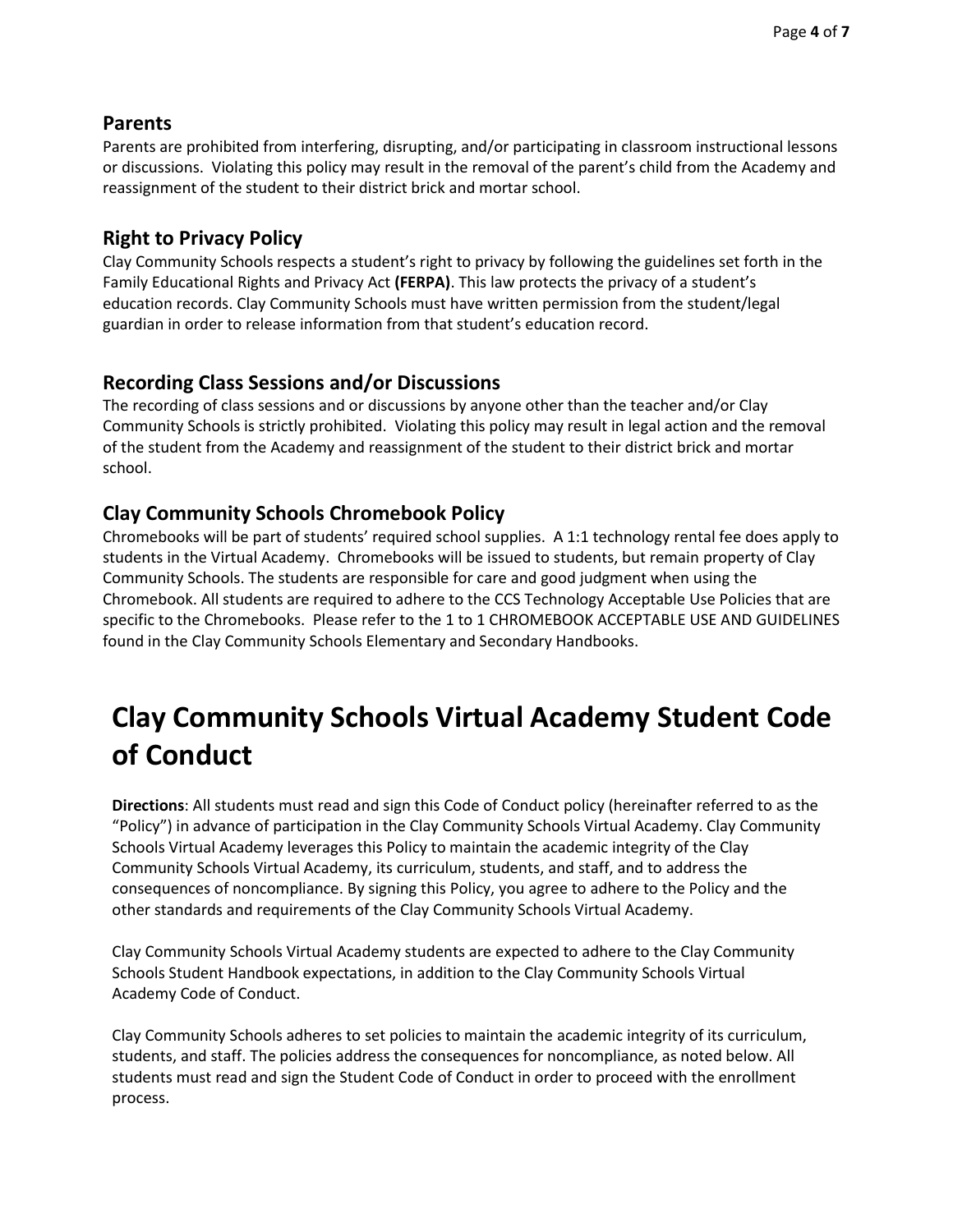## Parents

Parents are prohibited from interfering, disrupting, and/or participating in classroom instructional lessons or discussions. Violating this policy may result in the removal of the parent's child from the Academy and reassignment of the student to their district brick and mortar school.

## Right to Privacy Policy

Clay Community Schools respects a student's right to privacy by following the guidelines set forth in the Family Educational Rights and Privacy Act **(FERPA)**. This law protects the privacy of a student's education records. Clay Community Schools must have written permission from the student/legal guardian in order to release information from that student's education record.

## Recording Class Sessions and/or Discussions

The recording of class sessions and or discussions by anyone other than the teacher and/or Clay Community Schools is strictly prohibited. Violating this policy may result in legal action and the removal of the student from the Academy and reassignment of the student to their district brick and mortar school.

## Clay Community Schools Chromebook Policy

Chromebooks will be part of students' required school supplies. A 1:1 technology rental fee does apply to students in the Virtual Academy. Chromebooks will be issued to students, but remain property of Clay Community Schools. The students are responsible for care and good judgment when using the Chromebook. All students are required to adhere to the CCS Technology Acceptable Use Policies that are specific to the Chromebooks. Please refer to the 1 to 1 CHROMEBOOK ACCEPTABLE USE AND GUIDELINES found in the Clay Community Schools Elementary and Secondary Handbooks.

# Clay Community Schools Virtual Academy Student Code of Conduct

**Directions**: All students must read and sign this Code of Conduct policy (hereinafter referred to as the "Policy") in advance of participation in the Clay Community Schools Virtual Academy. Clay Community Schools Virtual Academy leverages this Policy to maintain the academic integrity of the Clay Community Schools Virtual Academy, its curriculum, students, and staff, and to address the consequences of noncompliance. By signing this Policy, you agree to adhere to the Policy and the other standards and requirements of the Clay Community Schools Virtual Academy.

Clay Community Schools Virtual Academy students are expected to adhere to the Clay Community Schools Student Handbook expectations, in addition to the Clay Community Schools Virtual Academy Code of Conduct.

Clay Community Schools adheres to set policies to maintain the academic integrity of its curriculum, students, and staff. The policies address the consequences for noncompliance, as noted below. All students must read and sign the Student Code of Conduct in order to proceed with the enrollment process.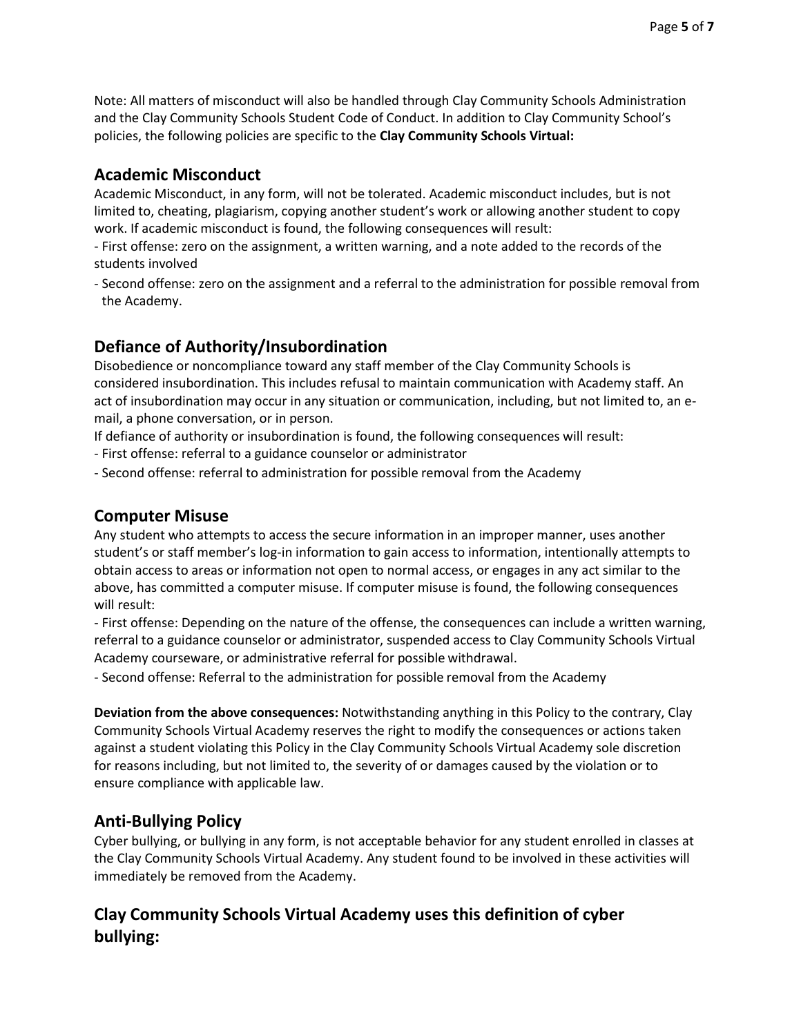Note: All matters of misconduct will also be handled through Clay Community Schools Administration and the Clay Community Schools Student Code of Conduct. In addition to Clay Community School's policies, the following policies are specific to the **Clay Community Schools Virtual:**

## Academic Misconduct

Academic Misconduct, in any form, will not be tolerated. Academic misconduct includes, but is not limited to, cheating, plagiarism, copying another student's work or allowing another student to copy work. If academic misconduct is found, the following consequences will result:

- First offense: zero on the assignment, a written warning, and a note added to the records of the students involved
- Second offense: zero on the assignment and a referral to the administration for possible removal from the Academy.

## Defiance of Authority/Insubordination

Disobedience or noncompliance toward any staff member of the Clay Community Schools is considered insubordination. This includes refusal to maintain communication with Academy staff. An act of insubordination may occur in any situation or communication, including, but not limited to, an e-mail, a phone conversation, or in person.

If defiance of authority or insubordination is found, the following consequences will result:

- First offense: referral to a guidance counselor or administrator
- Second offense: referral to administration for possible removal from the Academy

## Computer Misuse

Any student who attempts to access the secure information in an improper manner, uses another student's or staff member's log-in information to gain access to information, intentionally attempts to obtain access to areas or information not open to normal access, or engages in any act similar to the above, has committed a computer misuse. If computer misuse is found, the following consequences will result:

- First offense: Depending on the nature of the offense, the consequences can include a written warning, referral to a guidance counselor or administrator, suspended access to Clay Community Schools Virtual Academy courseware, or administrative referral for possible withdrawal.
- Second offense: Referral to the administration for possible removal from the Academy

**Deviation from the above consequences:** Notwithstanding anything in this Policy to the contrary, Clay Community Schools Virtual Academy reserves the right to modify the consequences or actions taken against a student violating this Policy in the Clay Community Schools Virtual Academy sole discretion for reasons including, but not limited to, the severity of or damages caused by the violation or to ensure compliance with applicable law.

## Anti-Bullying Policy

Cyber bullying, or bullying in any form, is not acceptable behavior for any student enrolled in classes at the Clay Community Schools Virtual Academy. Any student found to be involved in these activities will immediately be removed from the Academy.

## Clay Community Schools Virtual Academy uses this definition of cyber bullying: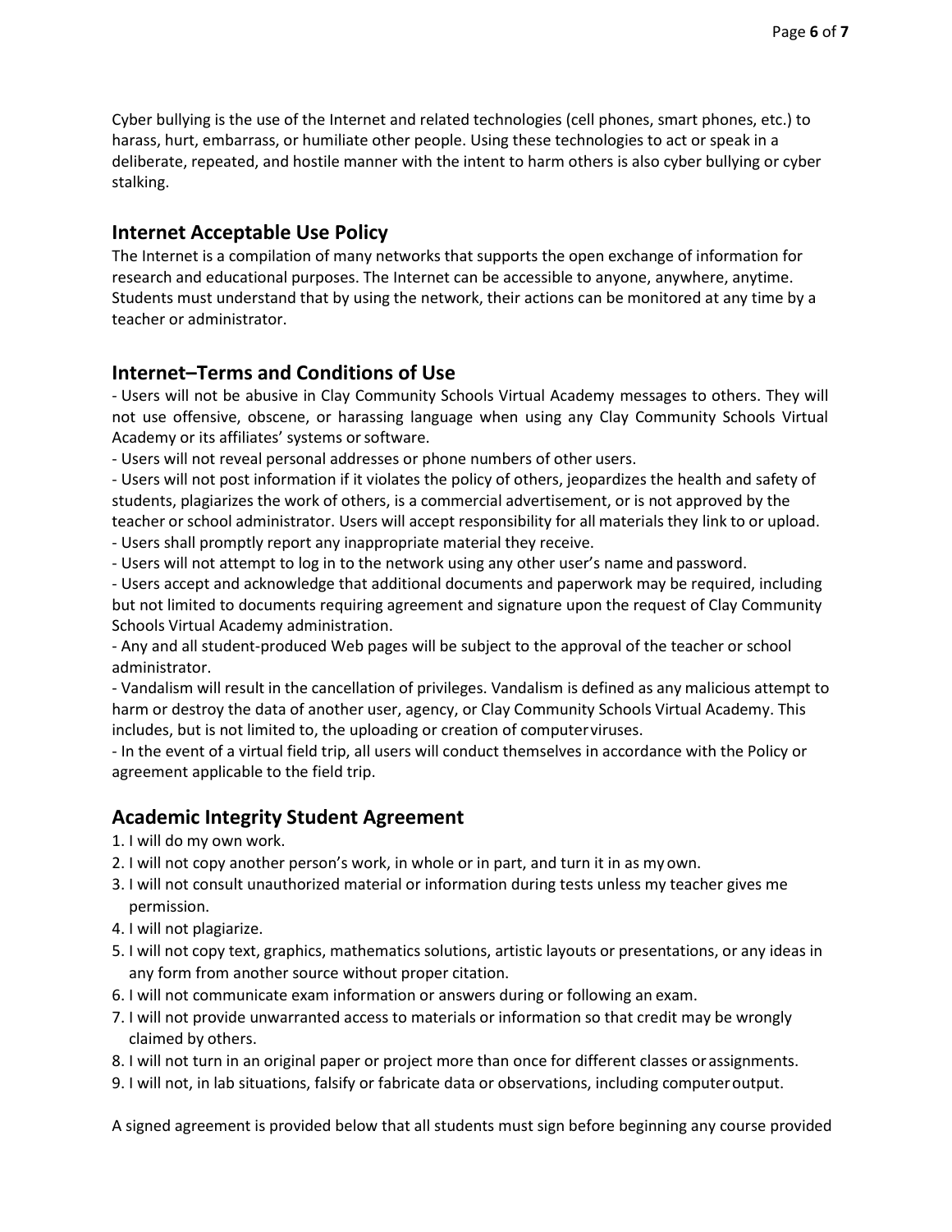Cyber bullying is the use of the Internet and related technologies (cell phones, smart phones, etc.) to harass, hurt, embarrass, or humiliate other people. Using these technologies to act or speak in a deliberate, repeated, and hostile manner with the intent to harm others is also cyber bullying or cyber stalking.

## Internet Acceptable Use Policy

The Internet is a compilation of many networks that supports the open exchange of information for research and educational purposes. The Internet can be accessible to anyone, anywhere, anytime. Students must understand that by using the network, their actions can be monitored at any time by a teacher or administrator.

## Internet–Terms and Conditions of Use

- Users will not be abusive in Clay Community Schools Virtual Academy messages to others. They will not use offensive, obscene, or harassing language when using any Clay Community Schools Virtual Academy or its affiliates' systems or software.
- Users will not reveal personal addresses or phone numbers of other users.
- Users will not post information if it violates the policy of others, jeopardizes the health and safety of students, plagiarizes the work of others, is a commercial advertisement, or is not approved by the teacher or school administrator. Users will accept responsibility for all materials they link to or upload.
- Users shall promptly report any inappropriate material they receive.
- Users will not attempt to log in to the network using any other user's name and password.
- Users accept and acknowledge that additional documents and paperwork may be required, including but not limited to documents requiring agreement and signature upon the request of Clay Community Schools Virtual Academy administration.
- Any and all student-produced Web pages will be subject to the approval of the teacher or school administrator.
- Vandalism will result in the cancellation of privileges. Vandalism is defined as any malicious attempt to harm or destroy the data of another user, agency, or Clay Community Schools Virtual Academy. This includes, but is not limited to, the uploading or creation of computer viruses.
- In the event of a virtual field trip, all users will conduct themselves in accordance with the Policy or agreement applicable to the field trip.

## Academic Integrity Student Agreement

1. I will do my own work.
2. I will not copy another person's work, in whole or in part, and turn it in as my own.
3. I will not consult unauthorized material or information during tests unless my teacher gives me permission.
4. I will not plagiarize.
5. I will not copy text, graphics, mathematics solutions, artistic layouts or presentations, or any ideas in any form from another source without proper citation.
6. I will not communicate exam information or answers during or following an exam.
7. I will not provide unwarranted access to materials or information so that credit may be wrongly claimed by others.
8. I will not turn in an original paper or project more than once for different classes or assignments.
9. I will not, in lab situations, falsify or fabricate data or observations, including computer output.

A signed agreement is provided below that all students must sign before beginning any course provided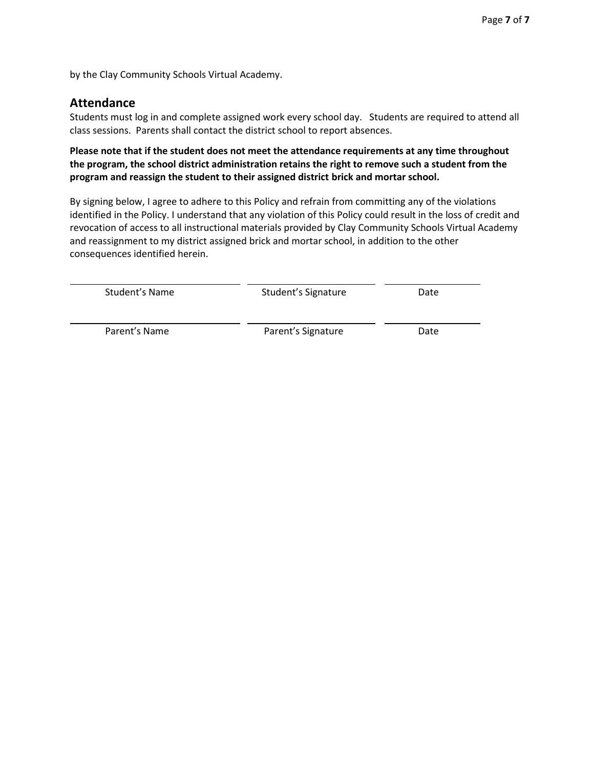by the Clay Community Schools Virtual Academy.

## Attendance

Students must log in and complete assigned work every school day. Students are required to attend all class sessions. Parents shall contact the district school to report absences.

**Please note that if the student does not meet the attendance requirements at any time throughout the program, the school district administration retains the right to remove such a student from the program and reassign the student to their assigned district brick and mortar school.**

By signing below, I agree to adhere to this Policy and refrain from committing any of the violations identified in the Policy. I understand that any violation of this Policy could result in the loss of credit and revocation of access to all instructional materials provided by Clay Community Schools Virtual Academy and reassignment to my district assigned brick and mortar school, in addition to the other consequences identified herein.

| | | |
|---|---|---|
| Student's Name | Student's Signature | Date |
| Parent's Name | Parent's Signature | Date |